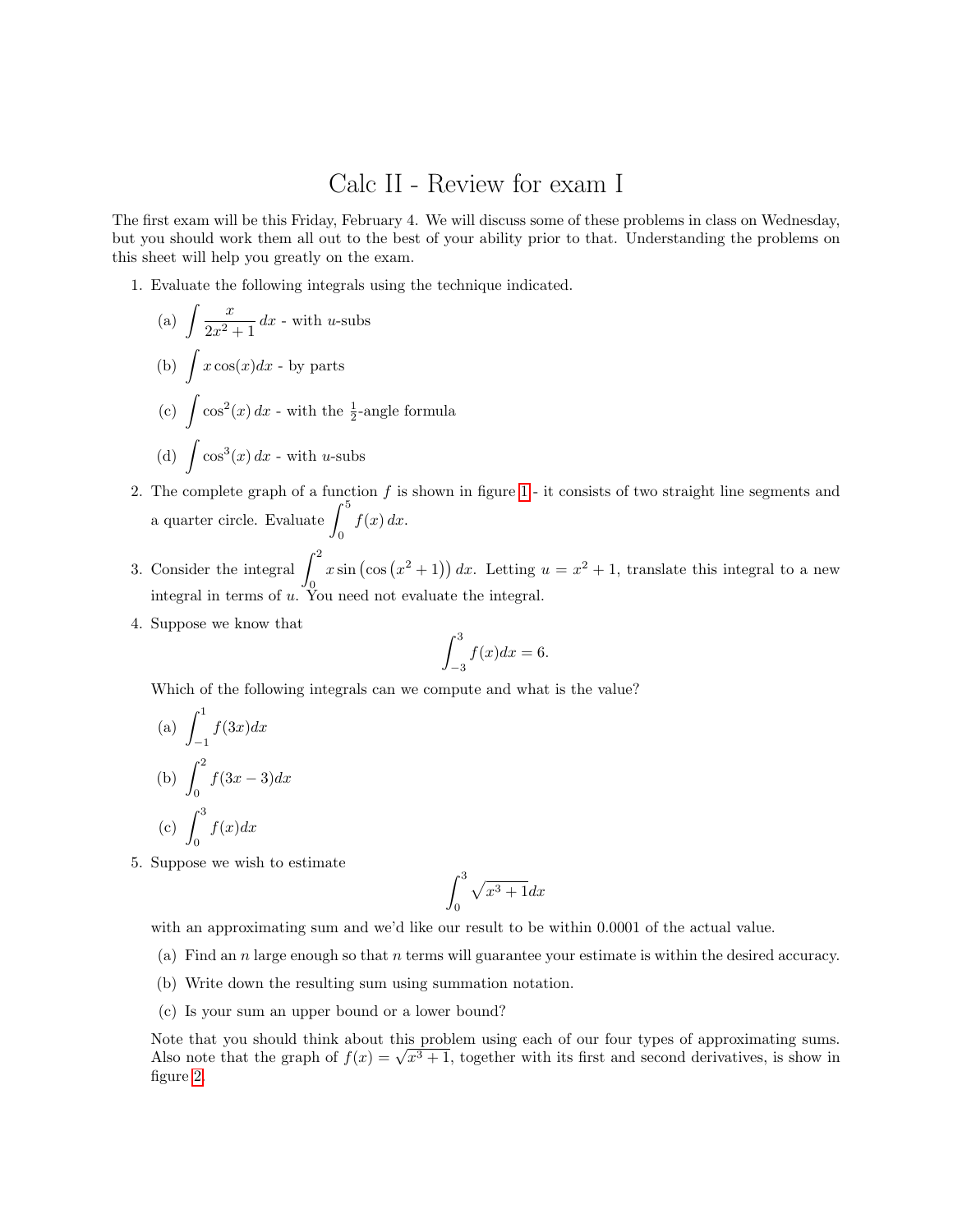# Calc II - Review for exam I

The first exam will be this Friday, February 4. We will discuss some of these problems in class on Wednesday, but you should work them all out to the best of your ability prior to that. Understanding the problems on this sheet will help you greatly on the exam.

1. Evaluate the following integrals using the technique indicated.

   (a) $\displaystyle\int \frac{x}{2x^2+1}\,dx$ - with $u$-subs

   (b) $\displaystyle\int x\cos(x)dx$ - by parts

   (c) $\displaystyle\int \cos^2(x)\,dx$ - with the $\frac{1}{2}$-angle formula

   (d) $\displaystyle\int \cos^3(x)\,dx$ - with $u$-subs

2. The complete graph of a function $f$ is shown in figure 1 - it consists of two straight line segments and a quarter circle. Evaluate $\displaystyle\int_0^5 f(x)\,dx$.

3. Consider the integral $\displaystyle\int_0^2 x\sin\left(\cos\left(x^2+1\right)\right)dx$. Letting $u = x^2+1$, translate this integral to a new integral in terms of $u$. You need not evaluate the integral.

4. Suppose we know that

   $$\int_{-3}^{3} f(x)dx = 6.$$

   Which of the following integrals can we compute and what is the value?

   (a) $\displaystyle\int_{-1}^{1} f(3x)dx$

   (b) $\displaystyle\int_{0}^{2} f(3x-3)dx$

   (c) $\displaystyle\int_{0}^{3} f(x)dx$

5. Suppose we wish to estimate

   $$\int_0^3 \sqrt{x^3+1}dx$$

   with an approximating sum and we'd like our result to be within 0.0001 of the actual value.

   (a) Find an $n$ large enough so that $n$ terms will guarantee your estimate is within the desired accuracy.

   (b) Write down the resulting sum using summation notation.

   (c) Is your sum an upper bound or a lower bound?

   Note that you should think about this problem using each of our four types of approximating sums. Also note that the graph of $f(x) = \sqrt{x^3+1}$, together with its first and second derivatives, is show in figure 2.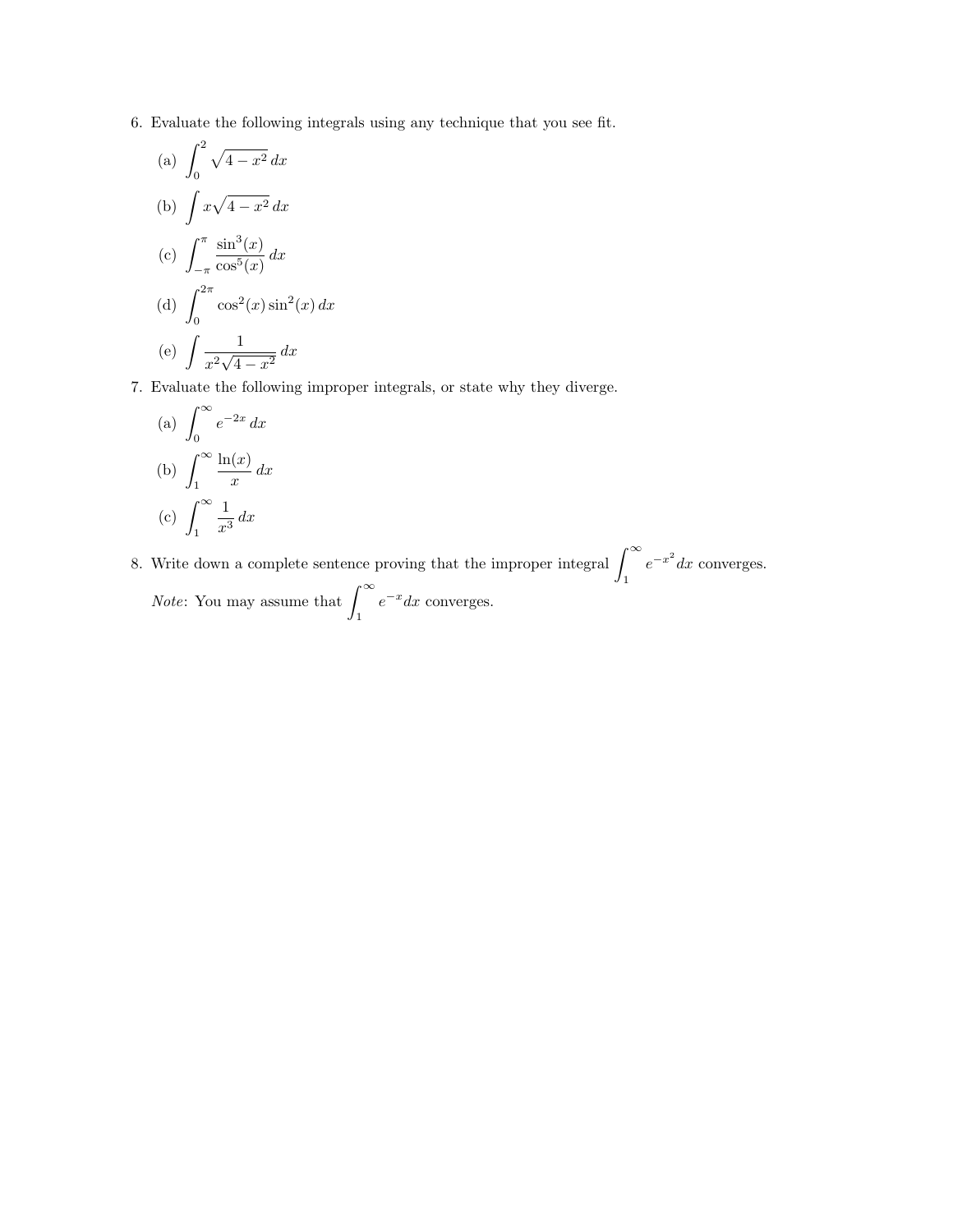6. Evaluate the following integrals using any technique that you see fit.

   (a) $\displaystyle\int_0^2 \sqrt{4 - x^2}\, dx$

   (b) $\displaystyle\int x\sqrt{4 - x^2}\, dx$

   (c) $\displaystyle\int_{-\pi}^{\pi} \frac{\sin^3(x)}{\cos^5(x)}\, dx$

   (d) $\displaystyle\int_0^{2\pi} \cos^2(x)\sin^2(x)\, dx$

   (e) $\displaystyle\int \frac{1}{x^2\sqrt{4 - x^2}}\, dx$

7. Evaluate the following improper integrals, or state why they diverge.

   (a) $\displaystyle\int_0^{\infty} e^{-2x}\, dx$

   (b) $\displaystyle\int_1^{\infty} \frac{\ln(x)}{x}\, dx$

   (c) $\displaystyle\int_1^{\infty} \frac{1}{x^3}\, dx$

8. Write down a complete sentence proving that the improper integral $\displaystyle\int_1^{\infty} e^{-x^2}\, dx$ converges.

   *Note*: You may assume that $\displaystyle\int_1^{\infty} e^{-x} dx$ converges.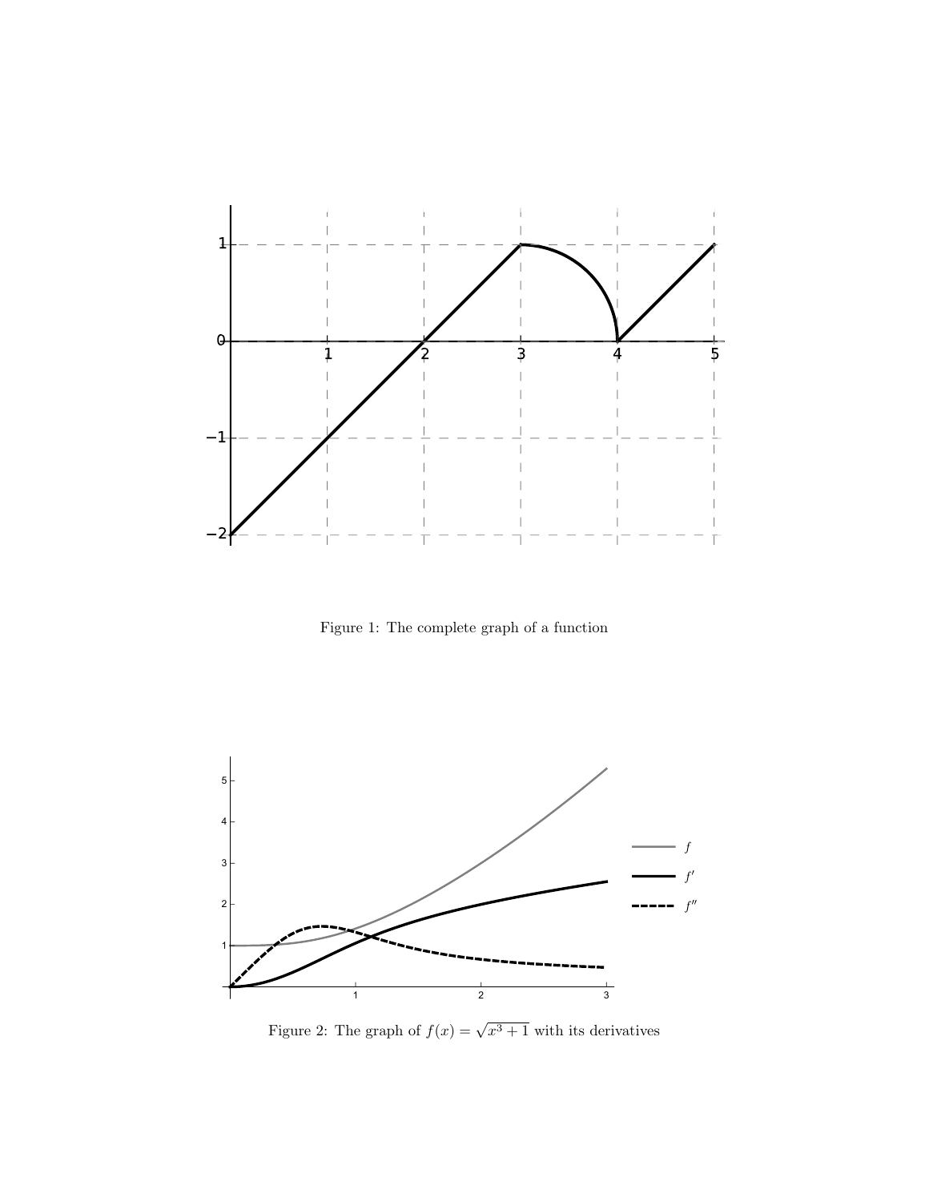1

0

−1

−2

1 2 3 4 5

Figure 1: The complete graph of a function

5

4

3

2

1

1 2 3

$f$

$f'$

$f''$

Figure 2: The graph of $f(x) = \sqrt{x^3 + 1}$ with its derivatives